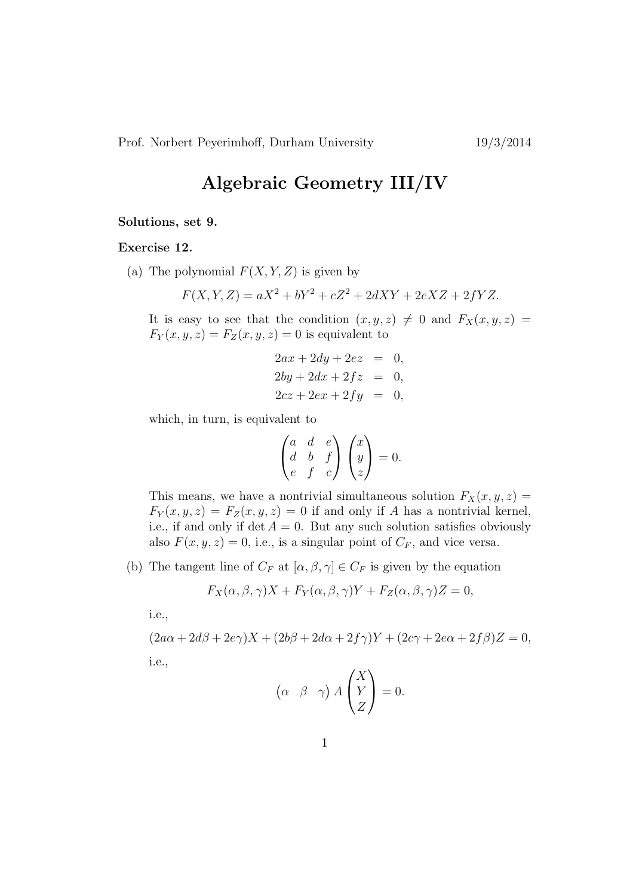Prof. Norbert Peyerimhoff, Durham University 19/3/2014

# Algebraic Geometry III/IV

**Solutions, set 9.**

**Exercise 12.**

(a) The polynomial $F(X,Y,Z)$ is given by

$$F(X,Y,Z) = aX^2 + bY^2 + cZ^2 + 2dXY + 2eXZ + 2fYZ.$$

It is easy to see that the condition $(x,y,z) \neq 0$ and $F_X(x,y,z) = F_Y(x,y,z) = F_Z(x,y,z) = 0$ is equivalent to

$$\begin{aligned} 2ax + 2dy + 2ez &= 0, \\ 2by + 2dx + 2fz &= 0, \\ 2cz + 2ex + 2fy &= 0, \end{aligned}$$

which, in turn, is equivalent to

$$\begin{pmatrix} a & d & e \\ d & b & f \\ e & f & c \end{pmatrix} \begin{pmatrix} x \\ y \\ z \end{pmatrix} = 0.$$

This means, we have a nontrivial simultaneous solution $F_X(x,y,z) = F_Y(x,y,z) = F_Z(x,y,z) = 0$ if and only if $A$ has a nontrivial kernel, i.e., if and only if $\det A = 0$. But any such solution satisfies obviously also $F(x,y,z) = 0$, i.e., is a singular point of $C_F$, and vice versa.

(b) The tangent line of $C_F$ at $[\alpha, \beta, \gamma] \in C_F$ is given by the equation

$$F_X(\alpha,\beta,\gamma)X + F_Y(\alpha,\beta,\gamma)Y + F_Z(\alpha,\beta,\gamma)Z = 0,$$

i.e.,

$$(2a\alpha + 2d\beta + 2e\gamma)X + (2b\beta + 2d\alpha + 2f\gamma)Y + (2c\gamma + 2e\alpha + 2f\beta)Z = 0,$$

i.e.,

$$\begin{pmatrix} \alpha & \beta & \gamma \end{pmatrix} A \begin{pmatrix} X \\ Y \\ Z \end{pmatrix} = 0.$$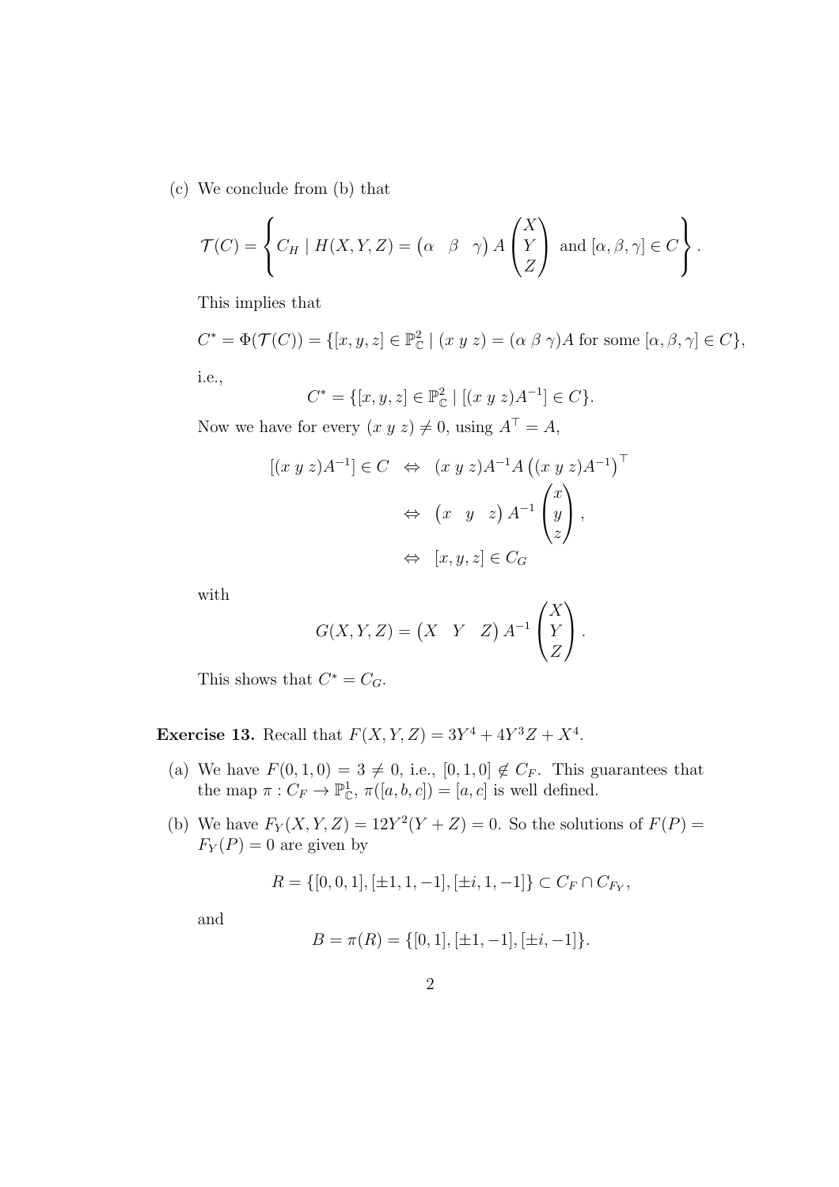(c) We conclude from (b) that

$$\mathcal{T}(C) = \left\{ C_H \mid H(X,Y,Z) = \begin{pmatrix} \alpha & \beta & \gamma \end{pmatrix} A \begin{pmatrix} X \\ Y \\ Z \end{pmatrix} \text{ and } [\alpha, \beta, \gamma] \in C \right\}.$$

This implies that

$$C^* = \Phi(\mathcal{T}(C)) = \{[x,y,z] \in \mathbb{P}^2_{\mathbb{C}} \mid (x\ y\ z) = (\alpha\ \beta\ \gamma)A \text{ for some } [\alpha, \beta, \gamma] \in C\},$$

i.e.,

$$C^* = \{[x,y,z] \in \mathbb{P}^2_{\mathbb{C}} \mid [(x\ y\ z)A^{-1}] \in C\}.$$

Now we have for every $(x\ y\ z) \neq 0$, using $A^\top = A$,

$$\begin{aligned}
[(x\ y\ z)A^{-1}] \in C \quad &\Leftrightarrow \quad (x\ y\ z)A^{-1}A\left((x\ y\ z)A^{-1}\right)^\top \\
&\Leftrightarrow \quad \begin{pmatrix} x & y & z \end{pmatrix} A^{-1} \begin{pmatrix} x \\ y \\ z \end{pmatrix}, \\
&\Leftrightarrow \quad [x,y,z] \in C_G
\end{aligned}$$

with

$$G(X,Y,Z) = \begin{pmatrix} X & Y & Z \end{pmatrix} A^{-1} \begin{pmatrix} X \\ Y \\ Z \end{pmatrix}.$$

This shows that $C^* = C_G$.

**Exercise 13.** Recall that $F(X,Y,Z) = 3Y^4 + 4Y^3Z + X^4$.

(a) We have $F(0,1,0) = 3 \neq 0$, i.e., $[0,1,0] \notin C_F$. This guarantees that the map $\pi : C_F \to \mathbb{P}^1_{\mathbb{C}}$, $\pi([a,b,c]) = [a,c]$ is well defined.

(b) We have $F_Y(X,Y,Z) = 12Y^2(Y+Z) = 0$. So the solutions of $F(P) = F_Y(P) = 0$ are given by

$$R = \{[0,0,1], [\pm 1, 1, -1], [\pm i, 1, -1]\} \subset C_F \cap C_{F_Y},$$

and

$$B = \pi(R) = \{[0,1], [\pm 1, -1], [\pm i, -1]\}.$$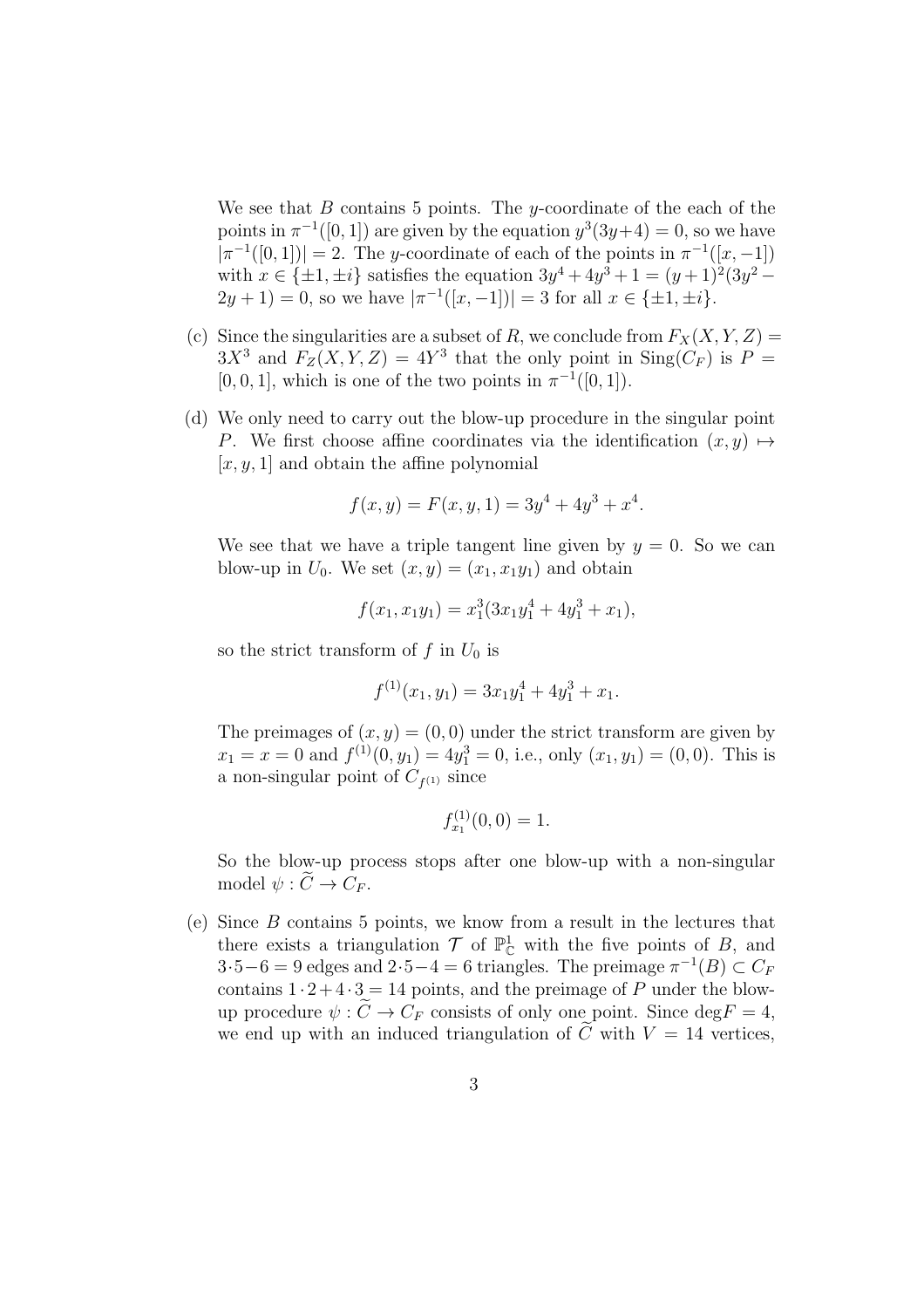We see that $B$ contains 5 points. The $y$-coordinate of the each of the points in $\pi^{-1}([0,1])$ are given by the equation $y^3(3y+4) = 0$, so we have $|\pi^{-1}([0,1])| = 2$. The $y$-coordinate of each of the points in $\pi^{-1}([x,-1])$ with $x \in \{\pm 1, \pm i\}$ satisfies the equation $3y^4 + 4y^3 + 1 = (y+1)^2(3y^2 - 2y + 1) = 0$, so we have $|\pi^{-1}([x,-1])| = 3$ for all $x \in \{\pm 1, \pm i\}$.

(c) Since the singularities are a subset of $R$, we conclude from $F_X(X,Y,Z) = 3X^3$ and $F_Z(X,Y,Z) = 4Y^3$ that the only point in $\mathrm{Sing}(C_F)$ is $P = [0,0,1]$, which is one of the two points in $\pi^{-1}([0,1])$.

(d) We only need to carry out the blow-up procedure in the singular point $P$. We first choose affine coordinates via the identification $(x,y) \mapsto [x,y,1]$ and obtain the affine polynomial

$$f(x,y) = F(x,y,1) = 3y^4 + 4y^3 + x^4.$$

We see that we have a triple tangent line given by $y = 0$. So we can blow-up in $U_0$. We set $(x,y) = (x_1, x_1y_1)$ and obtain

$$f(x_1, x_1y_1) = x_1^3(3x_1y_1^4 + 4y_1^3 + x_1),$$

so the strict transform of $f$ in $U_0$ is

$$f^{(1)}(x_1,y_1) = 3x_1y_1^4 + 4y_1^3 + x_1.$$

The preimages of $(x,y) = (0,0)$ under the strict transform are given by $x_1 = x = 0$ and $f^{(1)}(0,y_1) = 4y_1^3 = 0$, i.e., only $(x_1,y_1) = (0,0)$. This is a non-singular point of $C_{f^{(1)}}$ since

$$f^{(1)}_{x_1}(0,0) = 1.$$

So the blow-up process stops after one blow-up with a non-singular model $\psi : \widetilde{C} \to C_F$.

(e) Since $B$ contains 5 points, we know from a result in the lectures that there exists a triangulation $\mathcal{T}$ of $\mathbb{P}^1_{\mathbb{C}}$ with the five points of $B$, and $3 \cdot 5 - 6 = 9$ edges and $2 \cdot 5 - 4 = 6$ triangles. The preimage $\pi^{-1}(B) \subset C_F$ contains $1 \cdot 2 + 4 \cdot 3 = 14$ points, and the preimage of $P$ under the blow-up procedure $\psi : \widetilde{C} \to C_F$ consists of only one point. Since $\deg F = 4$, we end up with an induced triangulation of $\widetilde{C}$ with $V = 14$ vertices,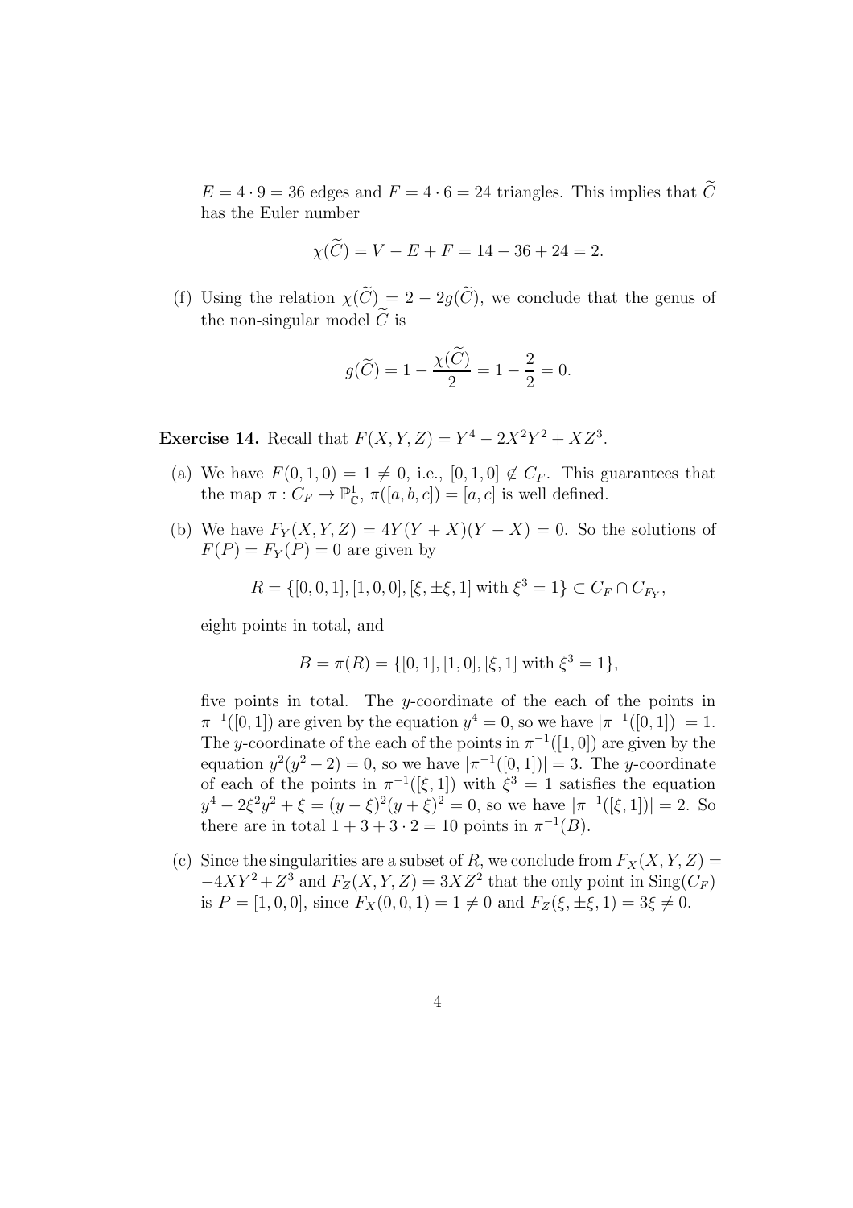$E = 4 \cdot 9 = 36$ edges and $F = 4 \cdot 6 = 24$ triangles. This implies that $\widetilde{C}$ has the Euler number

$$\chi(\widetilde{C}) = V - E + F = 14 - 36 + 24 = 2.$$

(f) Using the relation $\chi(\widetilde{C}) = 2 - 2g(\widetilde{C})$, we conclude that the genus of the non-singular model $\widetilde{C}$ is

$$g(\widetilde{C}) = 1 - \frac{\chi(\widetilde{C})}{2} = 1 - \frac{2}{2} = 0.$$

**Exercise 14.** Recall that $F(X, Y, Z) = Y^4 - 2X^2Y^2 + XZ^3$.

(a) We have $F(0, 1, 0) = 1 \neq 0$, i.e., $[0, 1, 0] \notin C_F$. This guarantees that the map $\pi : C_F \to \mathbb{P}^1_{\mathbb{C}}$, $\pi([a, b, c]) = [a, c]$ is well defined.

(b) We have $F_Y(X, Y, Z) = 4Y(Y + X)(Y - X) = 0$. So the solutions of $F(P) = F_Y(P) = 0$ are given by

$$R = \{[0, 0, 1], [1, 0, 0], [\xi, \pm\xi, 1] \text{ with } \xi^3 = 1\} \subset C_F \cap C_{F_Y},$$

eight points in total, and

$$B = \pi(R) = \{[0, 1], [1, 0], [\xi, 1] \text{ with } \xi^3 = 1\},$$

five points in total. The $y$-coordinate of the each of the points in $\pi^{-1}([0, 1])$ are given by the equation $y^4 = 0$, so we have $|\pi^{-1}([0, 1])| = 1$. The $y$-coordinate of the each of the points in $\pi^{-1}([1, 0])$ are given by the equation $y^2(y^2 - 2) = 0$, so we have $|\pi^{-1}([0, 1])| = 3$. The $y$-coordinate of each of the points in $\pi^{-1}([\xi, 1])$ with $\xi^3 = 1$ satisfies the equation $y^4 - 2\xi^2y^2 + \xi = (y - \xi)^2(y + \xi)^2 = 0$, so we have $|\pi^{-1}([\xi, 1])| = 2$. So there are in total $1 + 3 + 3 \cdot 2 = 10$ points in $\pi^{-1}(B)$.

(c) Since the singularities are a subset of $R$, we conclude from $F_X(X, Y, Z) = -4XY^2 + Z^3$ and $F_Z(X, Y, Z) = 3XZ^2$ that the only point in $\mathrm{Sing}(C_F)$ is $P = [1, 0, 0]$, since $F_X(0, 0, 1) = 1 \neq 0$ and $F_Z(\xi, \pm\xi, 1) = 3\xi \neq 0$.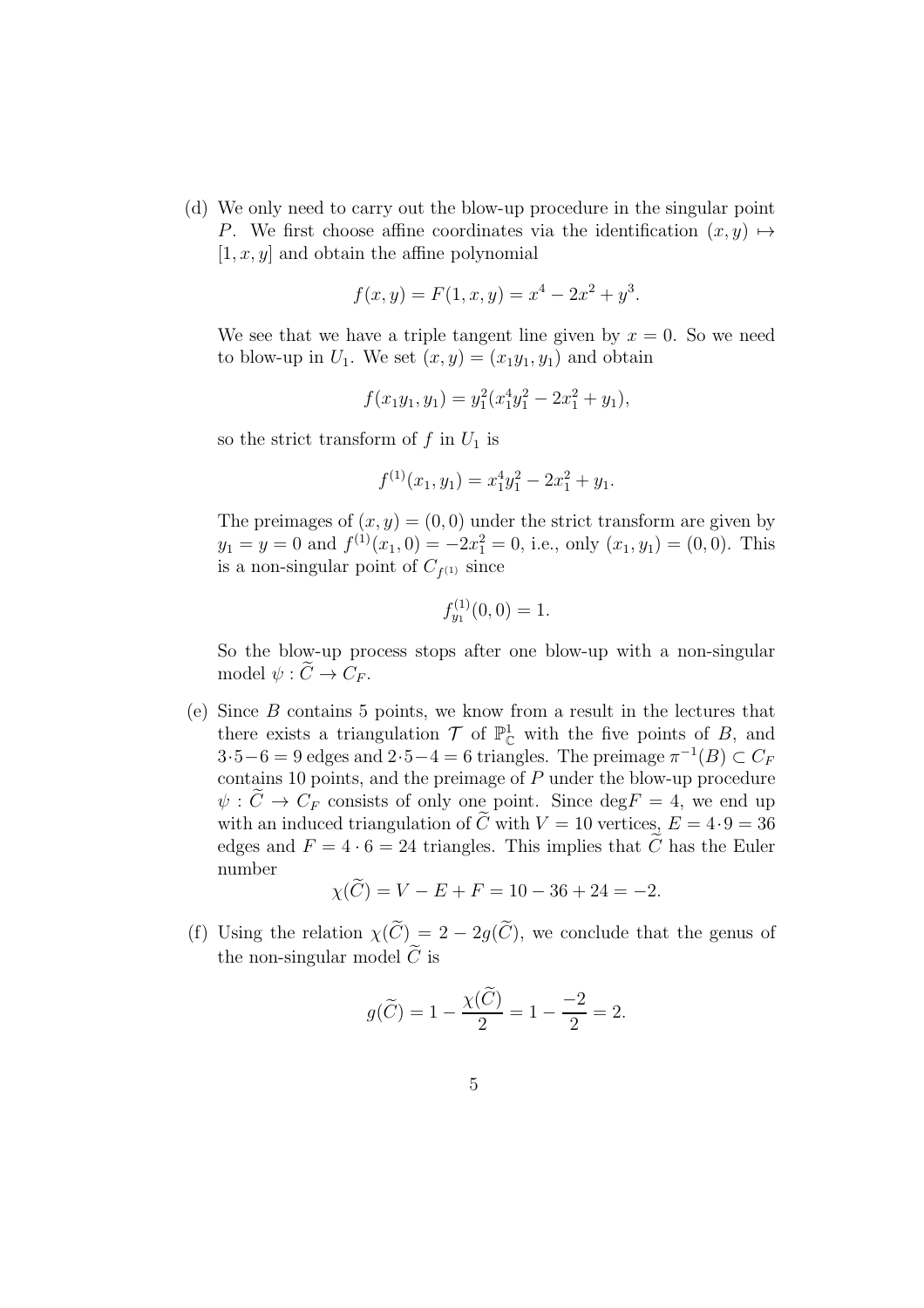(d) We only need to carry out the blow-up procedure in the singular point $P$. We first choose affine coordinates via the identification $(x, y) \mapsto [1, x, y]$ and obtain the affine polynomial

$$f(x, y) = F(1, x, y) = x^4 - 2x^2 + y^3.$$

We see that we have a triple tangent line given by $x = 0$. So we need to blow-up in $U_1$. We set $(x, y) = (x_1 y_1, y_1)$ and obtain

$$f(x_1 y_1, y_1) = y_1^2(x_1^4 y_1^2 - 2x_1^2 + y_1),$$

so the strict transform of $f$ in $U_1$ is

$$f^{(1)}(x_1, y_1) = x_1^4 y_1^2 - 2x_1^2 + y_1.$$

The preimages of $(x, y) = (0, 0)$ under the strict transform are given by $y_1 = y = 0$ and $f^{(1)}(x_1, 0) = -2x_1^2 = 0$, i.e., only $(x_1, y_1) = (0, 0)$. This is a non-singular point of $C_{f^{(1)}}$ since

$$f^{(1)}_{y_1}(0, 0) = 1.$$

So the blow-up process stops after one blow-up with a non-singular model $\psi : \widetilde{C} \to C_F$.

(e) Since $B$ contains 5 points, we know from a result in the lectures that there exists a triangulation $\mathcal{T}$ of $\mathbb{P}^1_{\mathbb{C}}$ with the five points of $B$, and $3 \cdot 5 - 6 = 9$ edges and $2 \cdot 5 - 4 = 6$ triangles. The preimage $\pi^{-1}(B) \subset C_F$ contains 10 points, and the preimage of $P$ under the blow-up procedure $\psi : \widetilde{C} \to C_F$ consists of only one point. Since $\deg F = 4$, we end up with an induced triangulation of $\widetilde{C}$ with $V = 10$ vertices, $E = 4 \cdot 9 = 36$ edges and $F = 4 \cdot 6 = 24$ triangles. This implies that $\widetilde{C}$ has the Euler number

$$\chi(\widetilde{C}) = V - E + F = 10 - 36 + 24 = -2.$$

(f) Using the relation $\chi(\widetilde{C}) = 2 - 2g(\widetilde{C})$, we conclude that the genus of the non-singular model $\widetilde{C}$ is

$$g(\widetilde{C}) = 1 - \frac{\chi(\widetilde{C})}{2} = 1 - \frac{-2}{2} = 2.$$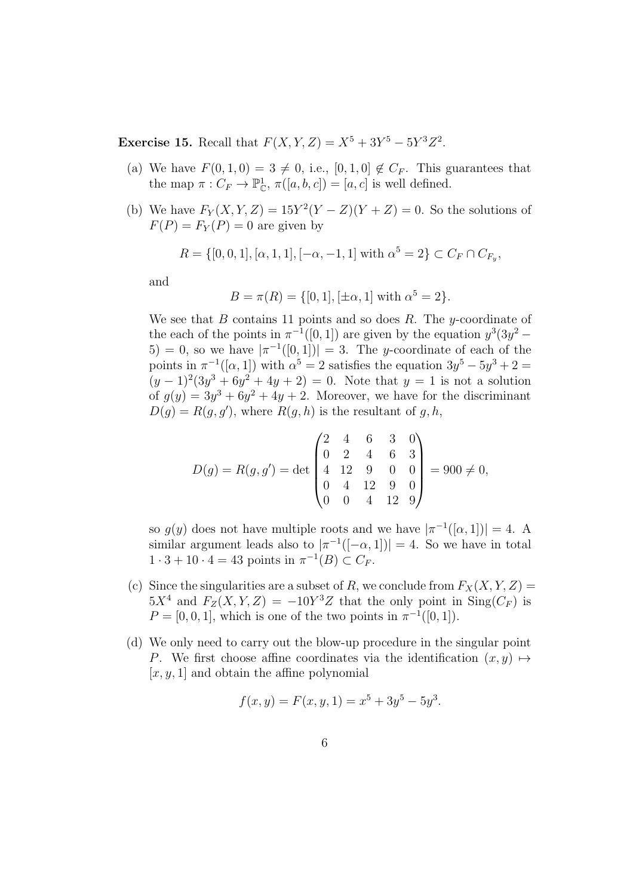**Exercise 15.** Recall that $F(X,Y,Z) = X^5 + 3Y^5 - 5Y^3Z^2$.

(a) We have $F(0,1,0) = 3 \neq 0$, i.e., $[0,1,0] \notin C_F$. This guarantees that the map $\pi : C_F \to \mathbb{P}^1_{\mathbb{C}}$, $\pi([a,b,c]) = [a,c]$ is well defined.

(b) We have $F_Y(X,Y,Z) = 15Y^2(Y-Z)(Y+Z) = 0$. So the solutions of $F(P) = F_Y(P) = 0$ are given by

$$R = \{[0,0,1], [\alpha,1,1], [-\alpha,-1,1] \text{ with } \alpha^5 = 2\} \subset C_F \cap C_{F_y},$$

and

$$B = \pi(R) = \{[0,1], [\pm\alpha, 1] \text{ with } \alpha^5 = 2\}.$$

We see that $B$ contains 11 points and so does $R$. The $y$-coordinate of the each of the points in $\pi^{-1}([0,1])$ are given by the equation $y^3(3y^2 - 5) = 0$, so we have $|\pi^{-1}([0,1])| = 3$. The $y$-coordinate of each of the points in $\pi^{-1}([\alpha,1])$ with $\alpha^5 = 2$ satisfies the equation $3y^5 - 5y^3 + 2 = (y-1)^2(3y^3 + 6y^2 + 4y + 2) = 0$. Note that $y = 1$ is not a solution of $g(y) = 3y^3 + 6y^2 + 4y + 2$. Moreover, we have for the discriminant $D(g) = R(g, g')$, where $R(g,h)$ is the resultant of $g, h$,

$$D(g) = R(g,g') = \det \begin{pmatrix} 2 & 4 & 6 & 3 & 0 \\ 0 & 2 & 4 & 6 & 3 \\ 4 & 12 & 9 & 0 & 0 \\ 0 & 4 & 12 & 9 & 0 \\ 0 & 0 & 4 & 12 & 9 \end{pmatrix} = 900 \neq 0,$$

so $g(y)$ does not have multiple roots and we have $|\pi^{-1}([\alpha,1])| = 4$. A similar argument leads also to $|\pi^{-1}([-\alpha,1])| = 4$. So we have in total $1 \cdot 3 + 10 \cdot 4 = 43$ points in $\pi^{-1}(B) \subset C_F$.

(c) Since the singularities are a subset of $R$, we conclude from $F_X(X,Y,Z) = 5X^4$ and $F_Z(X,Y,Z) = -10Y^3Z$ that the only point in $\mathrm{Sing}(C_F)$ is $P = [0,0,1]$, which is one of the two points in $\pi^{-1}([0,1])$.

(d) We only need to carry out the blow-up procedure in the singular point $P$. We first choose affine coordinates via the identification $(x,y) \mapsto [x,y,1]$ and obtain the affine polynomial

$$f(x,y) = F(x,y,1) = x^5 + 3y^5 - 5y^3.$$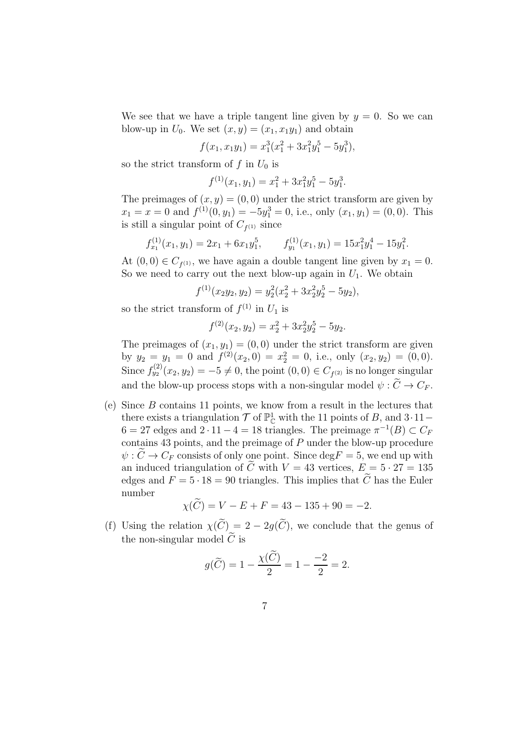We see that we have a triple tangent line given by $y = 0$. So we can blow-up in $U_0$. We set $(x, y) = (x_1, x_1 y_1)$ and obtain

$$f(x_1, x_1 y_1) = x_1^3(x_1^2 + 3x_1^2 y_1^5 - 5y_1^3),$$

so the strict transform of $f$ in $U_0$ is

$$f^{(1)}(x_1, y_1) = x_1^2 + 3x_1^2 y_1^5 - 5y_1^3.$$

The preimages of $(x, y) = (0, 0)$ under the strict transform are given by $x_1 = x = 0$ and $f^{(1)}(0, y_1) = -5y_1^3 = 0$, i.e., only $(x_1, y_1) = (0, 0)$. This is still a singular point of $C_{f^{(1)}}$ since

$$f^{(1)}_{x_1}(x_1, y_1) = 2x_1 + 6x_1 y_1^5, \qquad f^{(1)}_{y_1}(x_1, y_1) = 15x_1^2 y_1^4 - 15y_1^2.$$

At $(0, 0) \in C_{f^{(1)}}$, we have again a double tangent line given by $x_1 = 0$. So we need to carry out the next blow-up again in $U_1$. We obtain

$$f^{(1)}(x_2 y_2, y_2) = y_2^2(x_2^2 + 3x_2^2 y_2^5 - 5y_2),$$

so the strict transform of $f^{(1)}$ in $U_1$ is

$$f^{(2)}(x_2, y_2) = x_2^2 + 3x_2^2 y_2^5 - 5y_2.$$

The preimages of $(x_1, y_1) = (0, 0)$ under the strict transform are given by $y_2 = y_1 = 0$ and $f^{(2)}(x_2, 0) = x_2^2 = 0$, i.e., only $(x_2, y_2) = (0, 0)$. Since $f^{(2)}_{y_2}(x_2, y_2) = -5 \neq 0$, the point $(0, 0) \in C_{f^{(2)}}$ is no longer singular and the blow-up process stops with a non-singular model $\psi : \widetilde{C} \to C_F$.

(e) Since $B$ contains 11 points, we know from a result in the lectures that there exists a triangulation $\mathcal{T}$ of $\mathbb{P}^1_{\mathbb{C}}$ with the 11 points of $B$, and $3 \cdot 11 - 6 = 27$ edges and $2 \cdot 11 - 4 = 18$ triangles. The preimage $\pi^{-1}(B) \subset C_F$ contains 43 points, and the preimage of $P$ under the blow-up procedure $\psi : \widetilde{C} \to C_F$ consists of only one point. Since $\deg F = 5$, we end up with an induced triangulation of $\widetilde{C}$ with $V = 43$ vertices, $E = 5 \cdot 27 = 135$ edges and $F = 5 \cdot 18 = 90$ triangles. This implies that $\widetilde{C}$ has the Euler number

$$\chi(\widetilde{C}) = V - E + F = 43 - 135 + 90 = -2.$$

(f) Using the relation $\chi(\widetilde{C}) = 2 - 2g(\widetilde{C})$, we conclude that the genus of the non-singular model $\widetilde{C}$ is

$$g(\widetilde{C}) = 1 - \frac{\chi(\widetilde{C})}{2} = 1 - \frac{-2}{2} = 2.$$